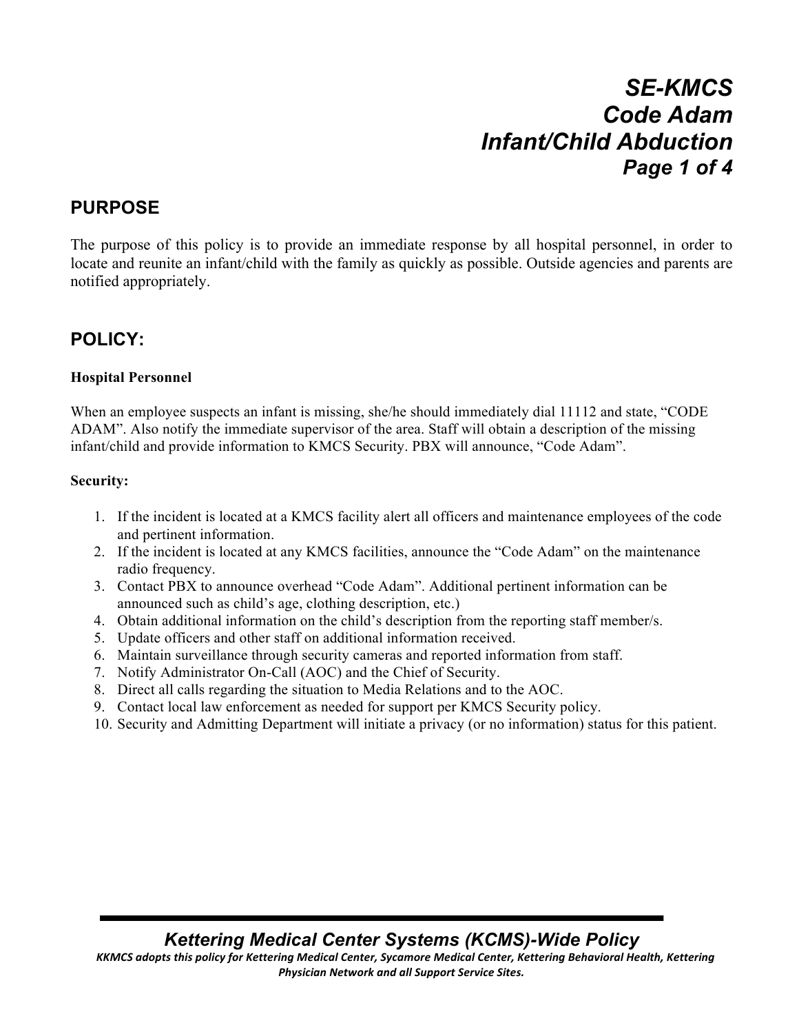# SE-KMCS
# Code Adam
# Infant/Child Abduction

## PURPOSE

The purpose of this policy is to provide an immediate response by all hospital personnel, in order to locate and reunite an infant/child with the family as quickly as possible. Outside agencies and parents are notified appropriately.

## POLICY:

**Hospital Personnel**

When an employee suspects an infant is missing, she/he should immediately dial 11112 and state, "CODE ADAM". Also notify the immediate supervisor of the area. Staff will obtain a description of the missing infant/child and provide information to KMCS Security. PBX will announce, "Code Adam".

**Security:**

1. If the incident is located at a KMCS facility alert all officers and maintenance employees of the code and pertinent information.
2. If the incident is located at any KMCS facilities, announce the "Code Adam" on the maintenance radio frequency.
3. Contact PBX to announce overhead "Code Adam". Additional pertinent information can be announced such as child's age, clothing description, etc.)
4. Obtain additional information on the child's description from the reporting staff member/s.
5. Update officers and other staff on additional information received.
6. Maintain surveillance through security cameras and reported information from staff.
7. Notify Administrator On-Call (AOC) and the Chief of Security.
8. Direct all calls regarding the situation to Media Relations and to the AOC.
9. Contact local law enforcement as needed for support per KMCS Security policy.
10. Security and Admitting Department will initiate a privacy (or no information) status for this patient.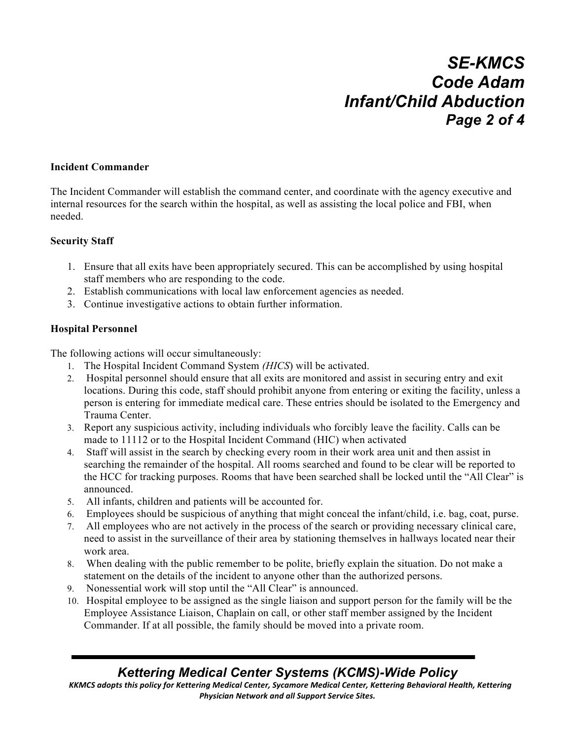**Incident Commander**

The Incident Commander will establish the command center, and coordinate with the agency executive and internal resources for the search within the hospital, as well as assisting the local police and FBI, when needed.

**Security Staff**

1. Ensure that all exits have been appropriately secured. This can be accomplished by using hospital staff members who are responding to the code.
2. Establish communications with local law enforcement agencies as needed.
3. Continue investigative actions to obtain further information.

**Hospital Personnel**

The following actions will occur simultaneously:

1. The Hospital Incident Command System *(HICS*) will be activated.
2. Hospital personnel should ensure that all exits are monitored and assist in securing entry and exit locations. During this code, staff should prohibit anyone from entering or exiting the facility, unless a person is entering for immediate medical care. These entries should be isolated to the Emergency and Trauma Center.
3. Report any suspicious activity, including individuals who forcibly leave the facility. Calls can be made to 11112 or to the Hospital Incident Command (HIC) when activated
4. Staff will assist in the search by checking every room in their work area unit and then assist in searching the remainder of the hospital. All rooms searched and found to be clear will be reported to the HCC for tracking purposes. Rooms that have been searched shall be locked until the "All Clear" is announced.
5. All infants, children and patients will be accounted for.
6. Employees should be suspicious of anything that might conceal the infant/child, i.e. bag, coat, purse.
7. All employees who are not actively in the process of the search or providing necessary clinical care, need to assist in the surveillance of their area by stationing themselves in hallways located near their work area.
8. When dealing with the public remember to be polite, briefly explain the situation. Do not make a statement on the details of the incident to anyone other than the authorized persons.
9. Nonessential work will stop until the "All Clear" is announced.
10. Hospital employee to be assigned as the single liaison and support person for the family will be the Employee Assistance Liaison, Chaplain on call, or other staff member assigned by the Incident Commander. If at all possible, the family should be moved into a private room.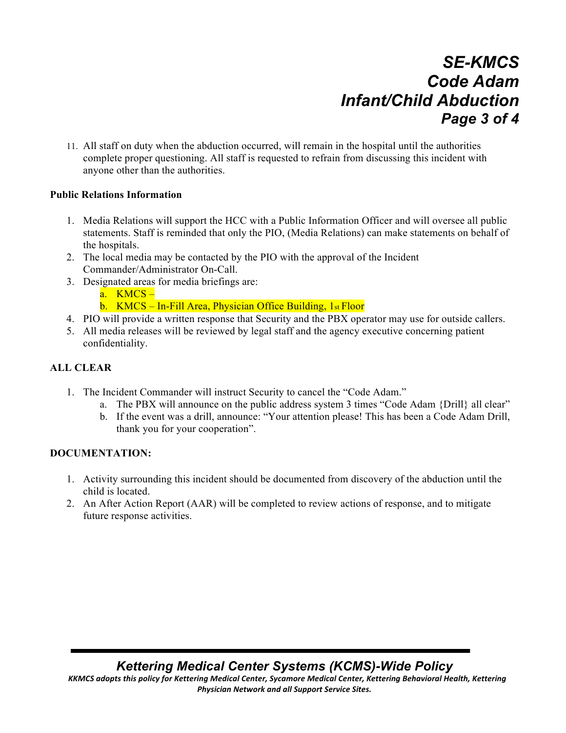11. All staff on duty when the abduction occurred, will remain in the hospital until the authorities complete proper questioning. All staff is requested to refrain from discussing this incident with anyone other than the authorities.

**Public Relations Information**

1. Media Relations will support the HCC with a Public Information Officer and will oversee all public statements. Staff is reminded that only the PIO, (Media Relations) can make statements on behalf of the hospitals.
2. The local media may be contacted by the PIO with the approval of the Incident Commander/Administrator On-Call.
3. Designated areas for media briefings are:
   a. KMCS –
   b. KMCS – In-Fill Area, Physician Office Building, 1st Floor
4. PIO will provide a written response that Security and the PBX operator may use for outside callers.
5. All media releases will be reviewed by legal staff and the agency executive concerning patient confidentiality.

**ALL CLEAR**

1. The Incident Commander will instruct Security to cancel the "Code Adam."
   a. The PBX will announce on the public address system 3 times "Code Adam {Drill} all clear"
   b. If the event was a drill, announce: "Your attention please! This has been a Code Adam Drill, thank you for your cooperation".

**DOCUMENTATION:**

1. Activity surrounding this incident should be documented from discovery of the abduction until the child is located.
2. An After Action Report (AAR) will be completed to review actions of response, and to mitigate future response activities.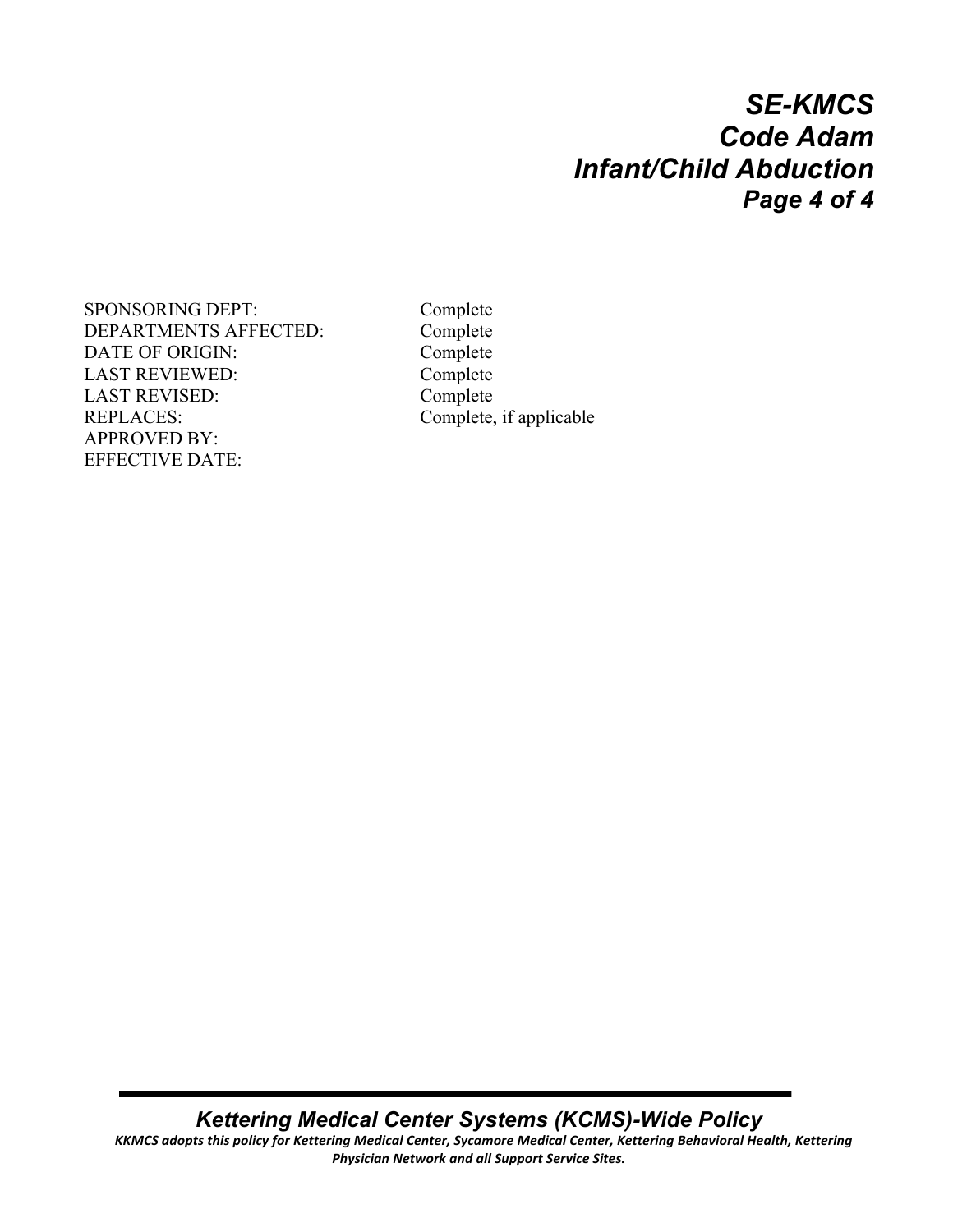| | |
|---|---|
| SPONSORING DEPT: | Complete |
| DEPARTMENTS AFFECTED: | Complete |
| DATE OF ORIGIN: | Complete |
| LAST REVIEWED: | Complete |
| LAST REVISED: | Complete |
| REPLACES: | Complete, if applicable |
| APPROVED BY: | |
| EFFECTIVE DATE: | |

***Kettering Medical Center Systems (KCMS)-Wide Policy***

***KKMCS adopts this policy for Kettering Medical Center, Sycamore Medical Center, Kettering Behavioral Health, Kettering Physician Network and all Support Service Sites.***